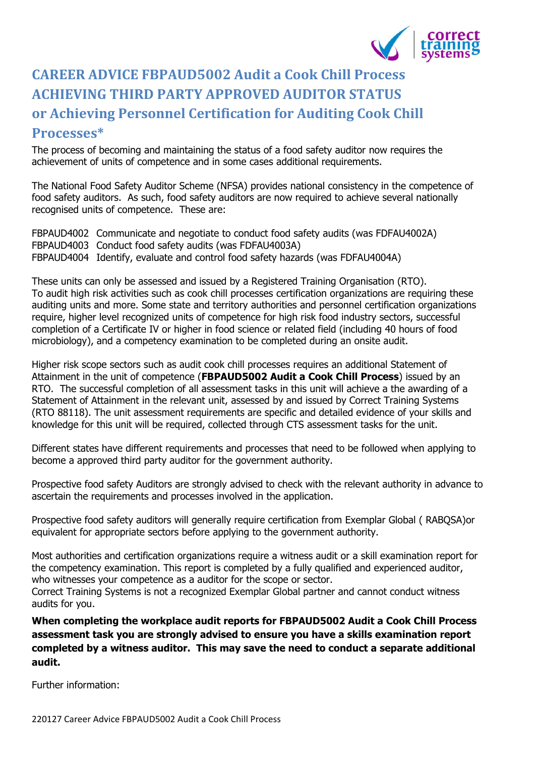# CAREER ADVICE FBPAUD5002 Audit a Cook Chill Process ACHIEVING THIRD PARTY APPROVED AUDITOR STATUS or Achieving Personnel Certification for Auditing Cook Chill Processes*

The process of becoming and maintaining the status of a food safety auditor now requires the achievement of units of competence and in some cases additional requirements.

The National Food Safety Auditor Scheme (NFSA) provides national consistency in the competence of food safety auditors. As such, food safety auditors are now required to achieve several nationally recognised units of competence. These are:

FBPAUD4002 Communicate and negotiate to conduct food safety audits (was FDFAU4002A)
FBPAUD4003 Conduct food safety audits (was FDFAU4003A)
FBPAUD4004 Identify, evaluate and control food safety hazards (was FDFAU4004A)

These units can only be assessed and issued by a Registered Training Organisation (RTO). To audit high risk activities such as cook chill processes certification organizations are requiring these auditing units and more. Some state and territory authorities and personnel certification organizations require, higher level recognized units of competence for high risk food industry sectors, successful completion of a Certificate IV or higher in food science or related field (including 40 hours of food microbiology), and a competency examination to be completed during an onsite audit.

Higher risk scope sectors such as audit cook chill processes requires an additional Statement of Attainment in the unit of competence (**FBPAUD5002 Audit a Cook Chill Process**) issued by an RTO. The successful completion of all assessment tasks in this unit will achieve a the awarding of a Statement of Attainment in the relevant unit, assessed by and issued by Correct Training Systems (RTO 88118). The unit assessment requirements are specific and detailed evidence of your skills and knowledge for this unit will be required, collected through CTS assessment tasks for the unit.

Different states have different requirements and processes that need to be followed when applying to become a approved third party auditor for the government authority.

Prospective food safety Auditors are strongly advised to check with the relevant authority in advance to ascertain the requirements and processes involved in the application.

Prospective food safety auditors will generally require certification from Exemplar Global ( RABQSA)or equivalent for appropriate sectors before applying to the government authority.

Most authorities and certification organizations require a witness audit or a skill examination report for the competency examination. This report is completed by a fully qualified and experienced auditor, who witnesses your competence as a auditor for the scope or sector.
Correct Training Systems is not a recognized Exemplar Global partner and cannot conduct witness audits for you.

**When completing the workplace audit reports for FBPAUD5002 Audit a Cook Chill Process assessment task you are strongly advised to ensure you have a skills examination report completed by a witness auditor. This may save the need to conduct a separate additional audit.**

Further information: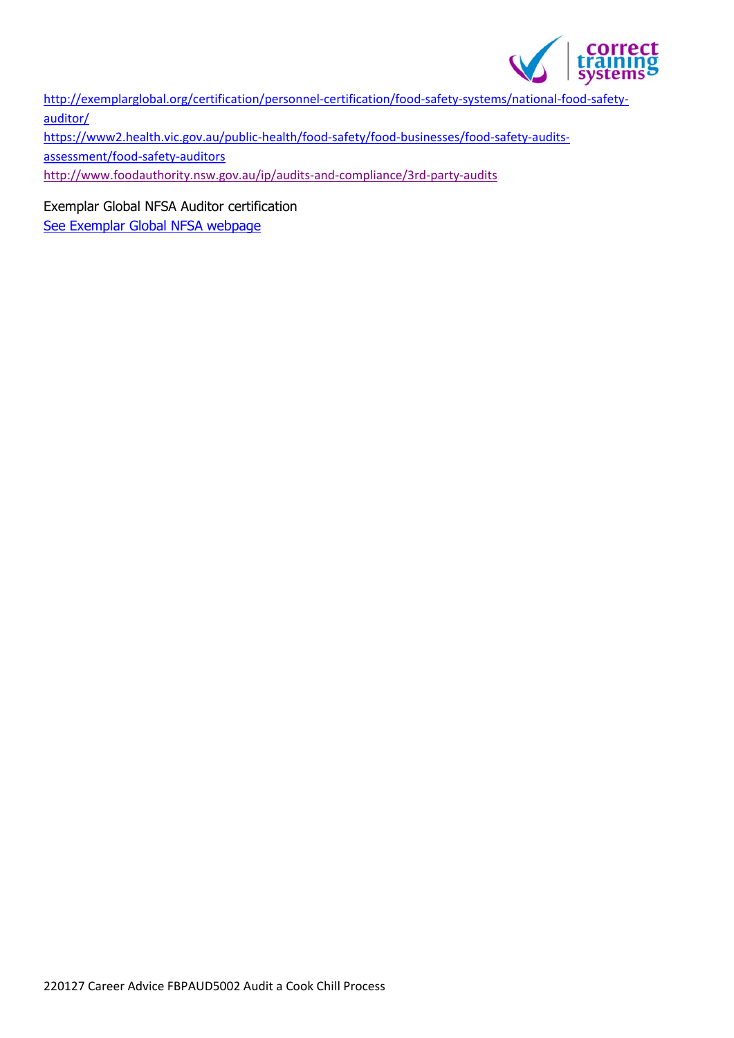http://exemplarglobal.org/certification/personnel-certification/food-safety-systems/national-food-safety-auditor/

https://www2.health.vic.gov.au/public-health/food-safety/food-businesses/food-safety-audits-assessment/food-safety-auditors

http://www.foodauthority.nsw.gov.au/ip/audits-and-compliance/3rd-party-audits

Exemplar Global NFSA Auditor certification

See Exemplar Global NFSA webpage